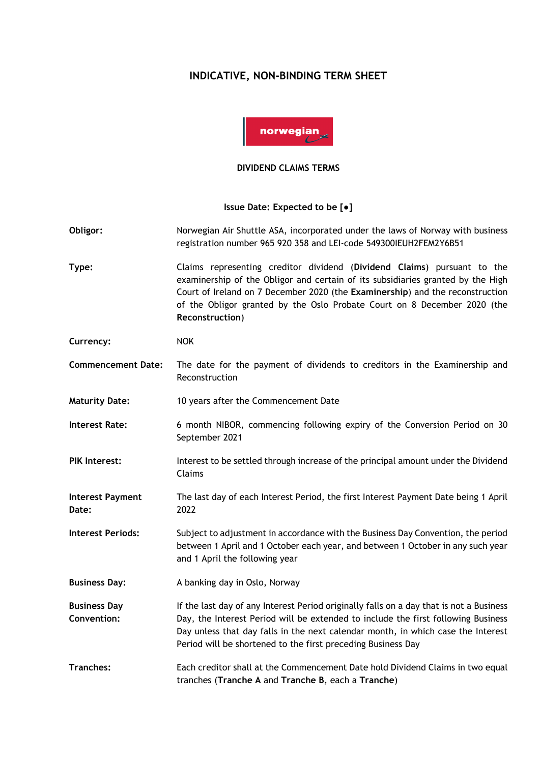# INDICATIVE, NON-BINDING TERM SHEET

norwegian

## DIVIDEND CLAIMS TERMS

**Issue Date: Expected to be [●]**

| | |
|---|---|
| **Obligor:** | Norwegian Air Shuttle ASA, incorporated under the laws of Norway with business registration number 965 920 358 and LEI-code 549300IEUH2FEM2Y6B51 |
| **Type:** | Claims representing creditor dividend (**Dividend Claims**) pursuant to the examinership of the Obligor and certain of its subsidiaries granted by the High Court of Ireland on 7 December 2020 (the **Examinership**) and the reconstruction of the Obligor granted by the Oslo Probate Court on 8 December 2020 (the **Reconstruction**) |
| **Currency:** | NOK |
| **Commencement Date:** | The date for the payment of dividends to creditors in the Examinership and Reconstruction |
| **Maturity Date:** | 10 years after the Commencement Date |
| **Interest Rate:** | 6 month NIBOR, commencing following expiry of the Conversion Period on 30 September 2021 |
| **PIK Interest:** | Interest to be settled through increase of the principal amount under the Dividend Claims |
| **Interest Payment Date:** | The last day of each Interest Period, the first Interest Payment Date being 1 April 2022 |
| **Interest Periods:** | Subject to adjustment in accordance with the Business Day Convention, the period between 1 April and 1 October each year, and between 1 October in any such year and 1 April the following year |
| **Business Day:** | A banking day in Oslo, Norway |
| **Business Day Convention:** | If the last day of any Interest Period originally falls on a day that is not a Business Day, the Interest Period will be extended to include the first following Business Day unless that day falls in the next calendar month, in which case the Interest Period will be shortened to the first preceding Business Day |
| **Tranches:** | Each creditor shall at the Commencement Date hold Dividend Claims in two equal tranches (**Tranche A** and **Tranche B**, each a **Tranche**) |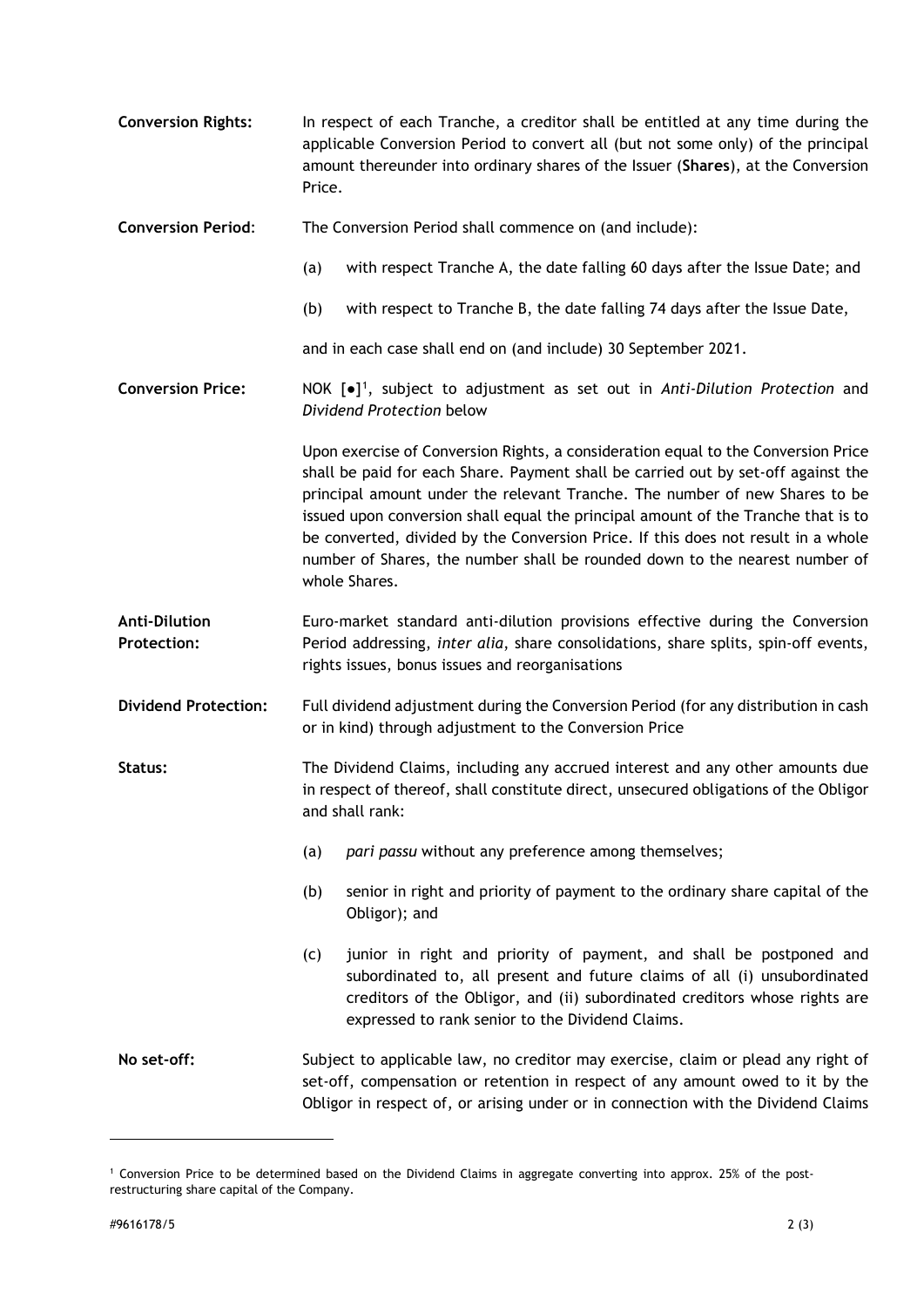**Conversion Rights:** In respect of each Tranche, a creditor shall be entitled at any time during the applicable Conversion Period to convert all (but not some only) of the principal amount thereunder into ordinary shares of the Issuer (**Shares**), at the Conversion Price.

**Conversion Period**: The Conversion Period shall commence on (and include):

(a) with respect Tranche A, the date falling 60 days after the Issue Date; and

(b) with respect to Tranche B, the date falling 74 days after the Issue Date,

and in each case shall end on (and include) 30 September 2021.

**Conversion Price:** NOK [●][1], subject to adjustment as set out in *Anti-Dilution Protection* and *Dividend Protection* below

Upon exercise of Conversion Rights, a consideration equal to the Conversion Price shall be paid for each Share. Payment shall be carried out by set-off against the principal amount under the relevant Tranche. The number of new Shares to be issued upon conversion shall equal the principal amount of the Tranche that is to be converted, divided by the Conversion Price. If this does not result in a whole number of Shares, the number shall be rounded down to the nearest number of whole Shares.

**Anti-Dilution Protection:** Euro-market standard anti-dilution provisions effective during the Conversion Period addressing, *inter alia*, share consolidations, share splits, spin-off events, rights issues, bonus issues and reorganisations

**Dividend Protection:** Full dividend adjustment during the Conversion Period (for any distribution in cash or in kind) through adjustment to the Conversion Price

**Status:** The Dividend Claims, including any accrued interest and any other amounts due in respect of thereof, shall constitute direct, unsecured obligations of the Obligor and shall rank:

(a) *pari passu* without any preference among themselves;

(b) senior in right and priority of payment to the ordinary share capital of the Obligor); and

(c) junior in right and priority of payment, and shall be postponed and subordinated to, all present and future claims of all (i) unsubordinated creditors of the Obligor, and (ii) subordinated creditors whose rights are expressed to rank senior to the Dividend Claims.

**No set-off:** Subject to applicable law, no creditor may exercise, claim or plead any right of set-off, compensation or retention in respect of any amount owed to it by the Obligor in respect of, or arising under or in connection with the Dividend Claims

[1] Conversion Price to be determined based on the Dividend Claims in aggregate converting into approx. 25% of the post-restructuring share capital of the Company.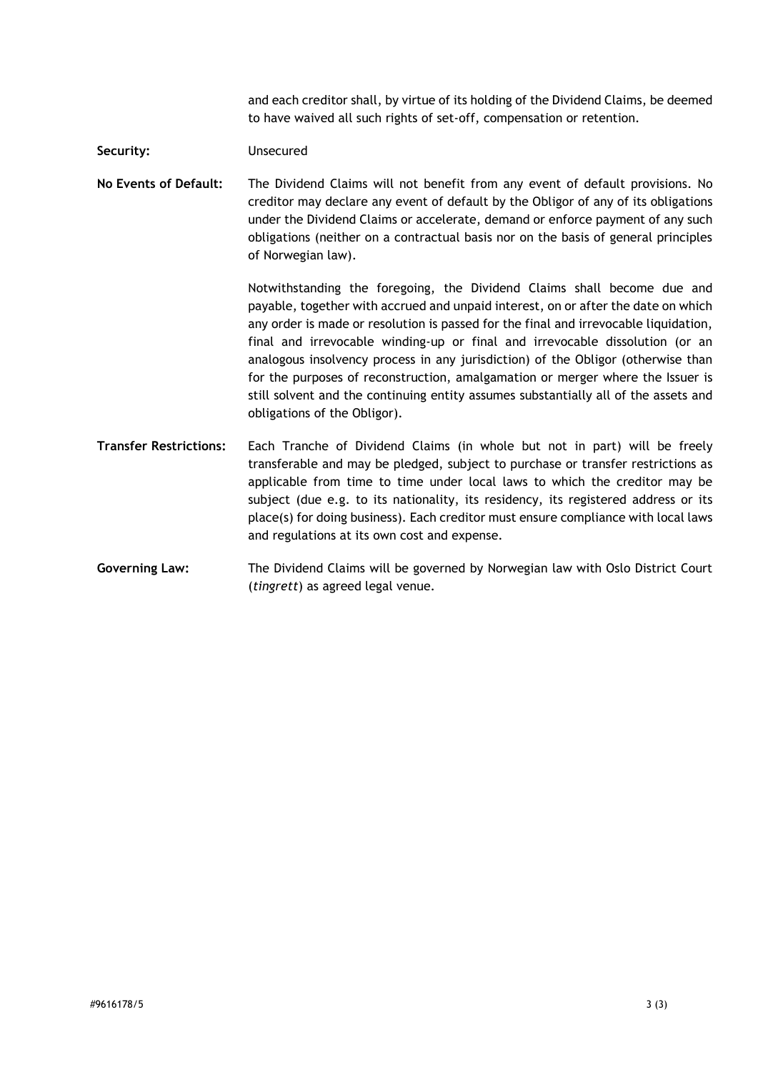and each creditor shall, by virtue of its holding of the Dividend Claims, be deemed to have waived all such rights of set-off, compensation or retention.

**Security:** Unsecured

**No Events of Default:** The Dividend Claims will not benefit from any event of default provisions. No creditor may declare any event of default by the Obligor of any of its obligations under the Dividend Claims or accelerate, demand or enforce payment of any such obligations (neither on a contractual basis nor on the basis of general principles of Norwegian law).

Notwithstanding the foregoing, the Dividend Claims shall become due and payable, together with accrued and unpaid interest, on or after the date on which any order is made or resolution is passed for the final and irrevocable liquidation, final and irrevocable winding-up or final and irrevocable dissolution (or an analogous insolvency process in any jurisdiction) of the Obligor (otherwise than for the purposes of reconstruction, amalgamation or merger where the Issuer is still solvent and the continuing entity assumes substantially all of the assets and obligations of the Obligor).

**Transfer Restrictions:** Each Tranche of Dividend Claims (in whole but not in part) will be freely transferable and may be pledged, subject to purchase or transfer restrictions as applicable from time to time under local laws to which the creditor may be subject (due e.g. to its nationality, its residency, its registered address or its place(s) for doing business). Each creditor must ensure compliance with local laws and regulations at its own cost and expense.

**Governing Law:** The Dividend Claims will be governed by Norwegian law with Oslo District Court (*tingrett*) as agreed legal venue.

#9616178/5